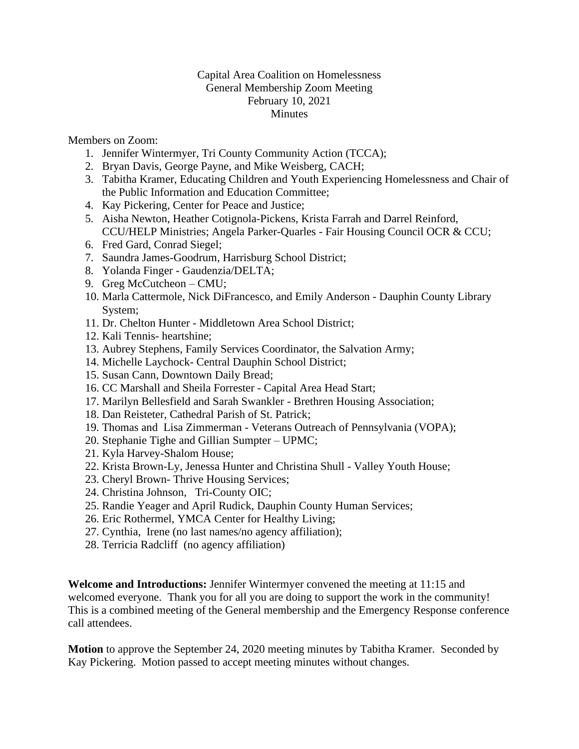Capital Area Coalition on Homelessness
General Membership Zoom Meeting
February 10, 2021
Minutes

Members on Zoom:

1. Jennifer Wintermyer, Tri County Community Action (TCCA);
2. Bryan Davis, George Payne, and Mike Weisberg, CACH;
3. Tabitha Kramer, Educating Children and Youth Experiencing Homelessness and Chair of the Public Information and Education Committee;
4. Kay Pickering, Center for Peace and Justice;
5. Aisha Newton, Heather Cotignola-Pickens, Krista Farrah and Darrel Reinford, CCU/HELP Ministries; Angela Parker-Quarles - Fair Housing Council OCR & CCU;
6. Fred Gard, Conrad Siegel;
7. Saundra James-Goodrum, Harrisburg School District;
8. Yolanda Finger - Gaudenzia/DELTA;
9. Greg McCutcheon – CMU;
10. Marla Cattermole, Nick DiFrancesco, and Emily Anderson - Dauphin County Library System;
11. Dr. Chelton Hunter - Middletown Area School District;
12. Kali Tennis- heartshine;
13. Aubrey Stephens, Family Services Coordinator, the Salvation Army;
14. Michelle Laychock- Central Dauphin School District;
15. Susan Cann, Downtown Daily Bread;
16. CC Marshall and Sheila Forrester - Capital Area Head Start;
17. Marilyn Bellesfield and Sarah Swankler - Brethren Housing Association;
18. Dan Reisteter, Cathedral Parish of St. Patrick;
19. Thomas and Lisa Zimmerman - Veterans Outreach of Pennsylvania (VOPA);
20. Stephanie Tighe and Gillian Sumpter – UPMC;
21. Kyla Harvey-Shalom House;
22. Krista Brown-Ly, Jenessa Hunter and Christina Shull - Valley Youth House;
23. Cheryl Brown- Thrive Housing Services;
24. Christina Johnson, Tri-County OIC;
25. Randie Yeager and April Rudick, Dauphin County Human Services;
26. Eric Rothermel, YMCA Center for Healthy Living;
27. Cynthia, Irene (no last names/no agency affiliation);
28. Terricia Radcliff (no agency affiliation)

**Welcome and Introductions:** Jennifer Wintermyer convened the meeting at 11:15 and welcomed everyone. Thank you for all you are doing to support the work in the community! This is a combined meeting of the General membership and the Emergency Response conference call attendees.

**Motion** to approve the September 24, 2020 meeting minutes by Tabitha Kramer. Seconded by Kay Pickering. Motion passed to accept meeting minutes without changes.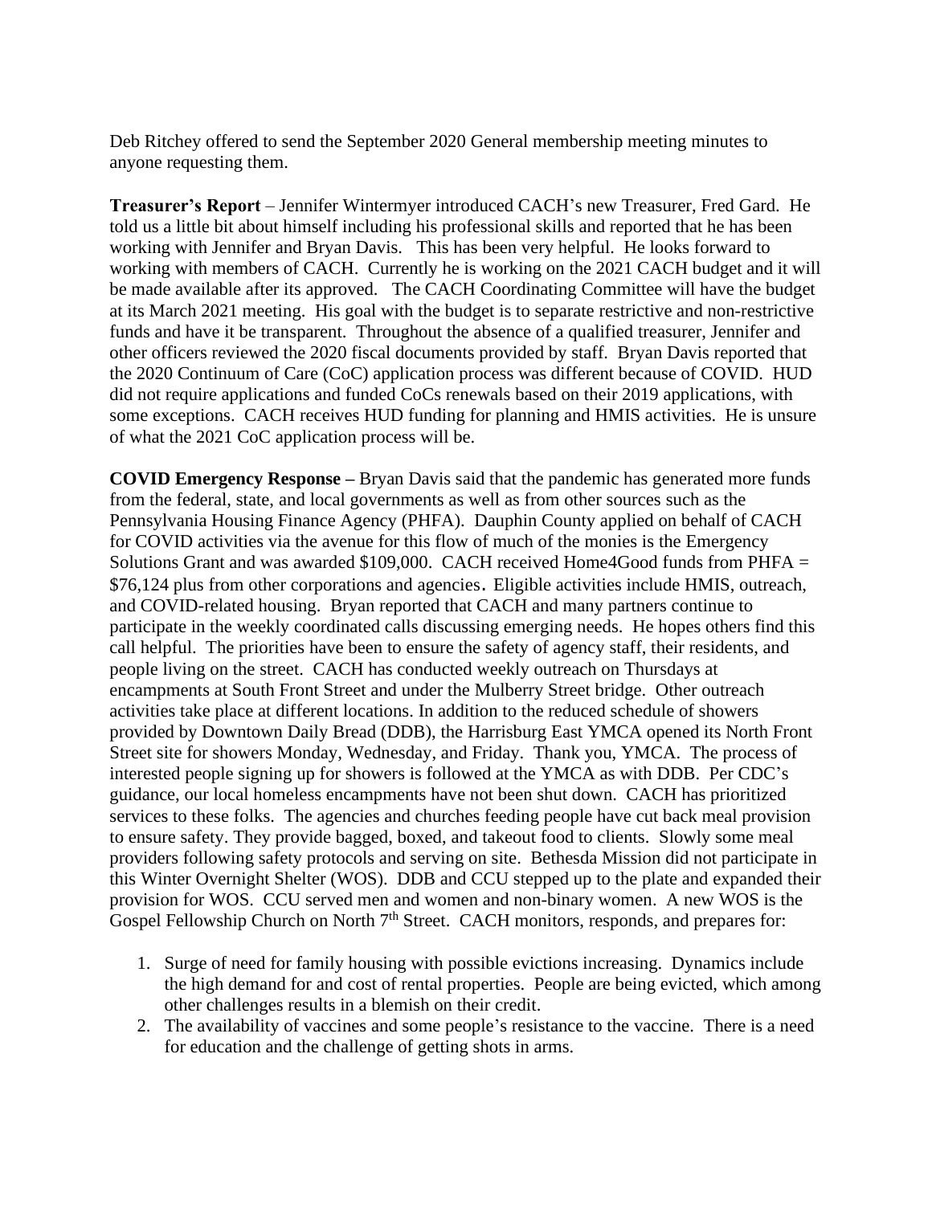Deb Ritchey offered to send the September 2020 General membership meeting minutes to anyone requesting them.

**Treasurer's Report** – Jennifer Wintermyer introduced CACH's new Treasurer, Fred Gard. He told us a little bit about himself including his professional skills and reported that he has been working with Jennifer and Bryan Davis. This has been very helpful. He looks forward to working with members of CACH. Currently he is working on the 2021 CACH budget and it will be made available after its approved. The CACH Coordinating Committee will have the budget at its March 2021 meeting. His goal with the budget is to separate restrictive and non-restrictive funds and have it be transparent. Throughout the absence of a qualified treasurer, Jennifer and other officers reviewed the 2020 fiscal documents provided by staff. Bryan Davis reported that the 2020 Continuum of Care (CoC) application process was different because of COVID. HUD did not require applications and funded CoCs renewals based on their 2019 applications, with some exceptions. CACH receives HUD funding for planning and HMIS activities. He is unsure of what the 2021 CoC application process will be.

**COVID Emergency Response –** Bryan Davis said that the pandemic has generated more funds from the federal, state, and local governments as well as from other sources such as the Pennsylvania Housing Finance Agency (PHFA). Dauphin County applied on behalf of CACH for COVID activities via the avenue for this flow of much of the monies is the Emergency Solutions Grant and was awarded $109,000. CACH received Home4Good funds from PHFA = $76,124 plus from other corporations and agencies. Eligible activities include HMIS, outreach, and COVID-related housing. Bryan reported that CACH and many partners continue to participate in the weekly coordinated calls discussing emerging needs. He hopes others find this call helpful. The priorities have been to ensure the safety of agency staff, their residents, and people living on the street. CACH has conducted weekly outreach on Thursdays at encampments at South Front Street and under the Mulberry Street bridge. Other outreach activities take place at different locations. In addition to the reduced schedule of showers provided by Downtown Daily Bread (DDB), the Harrisburg East YMCA opened its North Front Street site for showers Monday, Wednesday, and Friday. Thank you, YMCA. The process of interested people signing up for showers is followed at the YMCA as with DDB. Per CDC's guidance, our local homeless encampments have not been shut down. CACH has prioritized services to these folks. The agencies and churches feeding people have cut back meal provision to ensure safety. They provide bagged, boxed, and takeout food to clients. Slowly some meal providers following safety protocols and serving on site. Bethesda Mission did not participate in this Winter Overnight Shelter (WOS). DDB and CCU stepped up to the plate and expanded their provision for WOS. CCU served men and women and non-binary women. A new WOS is the Gospel Fellowship Church on North 7th Street. CACH monitors, responds, and prepares for:

1. Surge of need for family housing with possible evictions increasing. Dynamics include the high demand for and cost of rental properties. People are being evicted, which among other challenges results in a blemish on their credit.
2. The availability of vaccines and some people's resistance to the vaccine. There is a need for education and the challenge of getting shots in arms.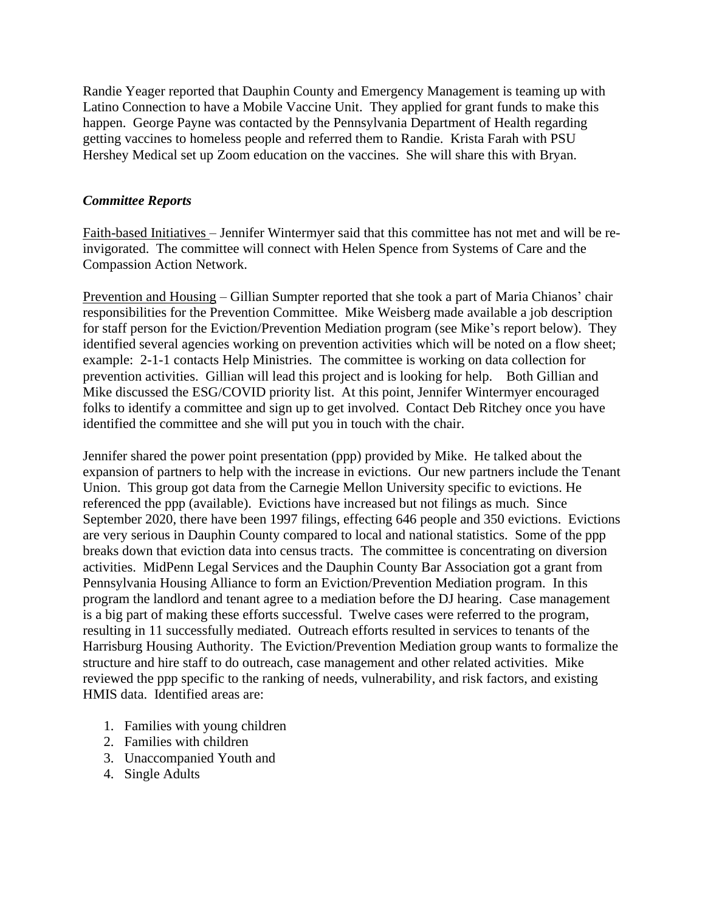Randie Yeager reported that Dauphin County and Emergency Management is teaming up with Latino Connection to have a Mobile Vaccine Unit. They applied for grant funds to make this happen. George Payne was contacted by the Pennsylvania Department of Health regarding getting vaccines to homeless people and referred them to Randie. Krista Farah with PSU Hershey Medical set up Zoom education on the vaccines. She will share this with Bryan.

### *Committee Reports*

Faith-based Initiatives – Jennifer Wintermyer said that this committee has not met and will be re-invigorated. The committee will connect with Helen Spence from Systems of Care and the Compassion Action Network.

Prevention and Housing – Gillian Sumpter reported that she took a part of Maria Chianos' chair responsibilities for the Prevention Committee. Mike Weisberg made available a job description for staff person for the Eviction/Prevention Mediation program (see Mike's report below). They identified several agencies working on prevention activities which will be noted on a flow sheet; example: 2-1-1 contacts Help Ministries. The committee is working on data collection for prevention activities. Gillian will lead this project and is looking for help. Both Gillian and Mike discussed the ESG/COVID priority list. At this point, Jennifer Wintermyer encouraged folks to identify a committee and sign up to get involved. Contact Deb Ritchey once you have identified the committee and she will put you in touch with the chair.

Jennifer shared the power point presentation (ppp) provided by Mike. He talked about the expansion of partners to help with the increase in evictions. Our new partners include the Tenant Union. This group got data from the Carnegie Mellon University specific to evictions. He referenced the ppp (available). Evictions have increased but not filings as much. Since September 2020, there have been 1997 filings, effecting 646 people and 350 evictions. Evictions are very serious in Dauphin County compared to local and national statistics. Some of the ppp breaks down that eviction data into census tracts. The committee is concentrating on diversion activities. MidPenn Legal Services and the Dauphin County Bar Association got a grant from Pennsylvania Housing Alliance to form an Eviction/Prevention Mediation program. In this program the landlord and tenant agree to a mediation before the DJ hearing. Case management is a big part of making these efforts successful. Twelve cases were referred to the program, resulting in 11 successfully mediated. Outreach efforts resulted in services to tenants of the Harrisburg Housing Authority. The Eviction/Prevention Mediation group wants to formalize the structure and hire staff to do outreach, case management and other related activities. Mike reviewed the ppp specific to the ranking of needs, vulnerability, and risk factors, and existing HMIS data. Identified areas are:

1. Families with young children
2. Families with children
3. Unaccompanied Youth and
4. Single Adults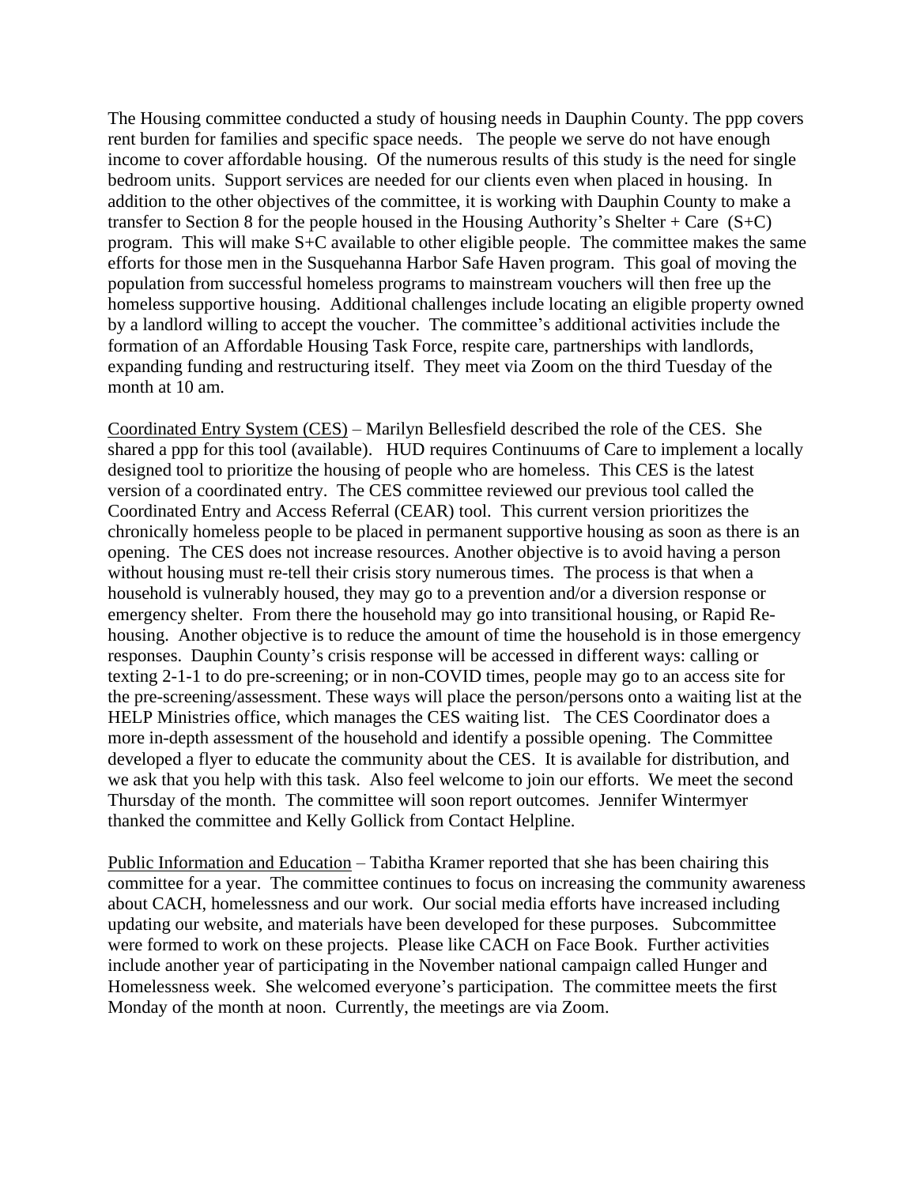The Housing committee conducted a study of housing needs in Dauphin County. The ppp covers rent burden for families and specific space needs. The people we serve do not have enough income to cover affordable housing. Of the numerous results of this study is the need for single bedroom units. Support services are needed for our clients even when placed in housing. In addition to the other objectives of the committee, it is working with Dauphin County to make a transfer to Section 8 for the people housed in the Housing Authority's Shelter + Care (S+C) program. This will make S+C available to other eligible people. The committee makes the same efforts for those men in the Susquehanna Harbor Safe Haven program. This goal of moving the population from successful homeless programs to mainstream vouchers will then free up the homeless supportive housing. Additional challenges include locating an eligible property owned by a landlord willing to accept the voucher. The committee's additional activities include the formation of an Affordable Housing Task Force, respite care, partnerships with landlords, expanding funding and restructuring itself. They meet via Zoom on the third Tuesday of the month at 10 am.

<u>Coordinated Entry System (CES)</u> – Marilyn Bellesfield described the role of the CES. She shared a ppp for this tool (available). HUD requires Continuums of Care to implement a locally designed tool to prioritize the housing of people who are homeless. This CES is the latest version of a coordinated entry. The CES committee reviewed our previous tool called the Coordinated Entry and Access Referral (CEAR) tool. This current version prioritizes the chronically homeless people to be placed in permanent supportive housing as soon as there is an opening. The CES does not increase resources. Another objective is to avoid having a person without housing must re-tell their crisis story numerous times. The process is that when a household is vulnerably housed, they may go to a prevention and/or a diversion response or emergency shelter. From there the household may go into transitional housing, or Rapid Re-housing. Another objective is to reduce the amount of time the household is in those emergency responses. Dauphin County's crisis response will be accessed in different ways: calling or texting 2-1-1 to do pre-screening; or in non-COVID times, people may go to an access site for the pre-screening/assessment. These ways will place the person/persons onto a waiting list at the HELP Ministries office, which manages the CES waiting list. The CES Coordinator does a more in-depth assessment of the household and identify a possible opening. The Committee developed a flyer to educate the community about the CES. It is available for distribution, and we ask that you help with this task. Also feel welcome to join our efforts. We meet the second Thursday of the month. The committee will soon report outcomes. Jennifer Wintermyer thanked the committee and Kelly Gollick from Contact Helpline.

<u>Public Information and Education</u> – Tabitha Kramer reported that she has been chairing this committee for a year. The committee continues to focus on increasing the community awareness about CACH, homelessness and our work. Our social media efforts have increased including updating our website, and materials have been developed for these purposes. Subcommittee were formed to work on these projects. Please like CACH on Face Book. Further activities include another year of participating in the November national campaign called Hunger and Homelessness week. She welcomed everyone's participation. The committee meets the first Monday of the month at noon. Currently, the meetings are via Zoom.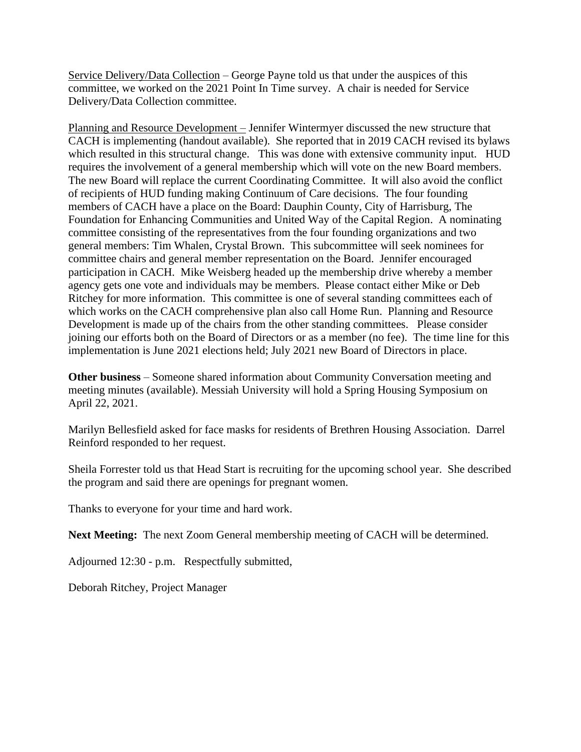Service Delivery/Data Collection – George Payne told us that under the auspices of this committee, we worked on the 2021 Point In Time survey. A chair is needed for Service Delivery/Data Collection committee.

Planning and Resource Development – Jennifer Wintermyer discussed the new structure that CACH is implementing (handout available). She reported that in 2019 CACH revised its bylaws which resulted in this structural change. This was done with extensive community input. HUD requires the involvement of a general membership which will vote on the new Board members. The new Board will replace the current Coordinating Committee. It will also avoid the conflict of recipients of HUD funding making Continuum of Care decisions. The four founding members of CACH have a place on the Board: Dauphin County, City of Harrisburg, The Foundation for Enhancing Communities and United Way of the Capital Region. A nominating committee consisting of the representatives from the four founding organizations and two general members: Tim Whalen, Crystal Brown. This subcommittee will seek nominees for committee chairs and general member representation on the Board. Jennifer encouraged participation in CACH. Mike Weisberg headed up the membership drive whereby a member agency gets one vote and individuals may be members. Please contact either Mike or Deb Ritchey for more information. This committee is one of several standing committees each of which works on the CACH comprehensive plan also call Home Run. Planning and Resource Development is made up of the chairs from the other standing committees. Please consider joining our efforts both on the Board of Directors or as a member (no fee). The time line for this implementation is June 2021 elections held; July 2021 new Board of Directors in place.

**Other business** – Someone shared information about Community Conversation meeting and meeting minutes (available). Messiah University will hold a Spring Housing Symposium on April 22, 2021.

Marilyn Bellesfield asked for face masks for residents of Brethren Housing Association. Darrel Reinford responded to her request.

Sheila Forrester told us that Head Start is recruiting for the upcoming school year. She described the program and said there are openings for pregnant women.

Thanks to everyone for your time and hard work.

**Next Meeting:** The next Zoom General membership meeting of CACH will be determined.

Adjourned 12:30 - p.m. Respectfully submitted,

Deborah Ritchey, Project Manager